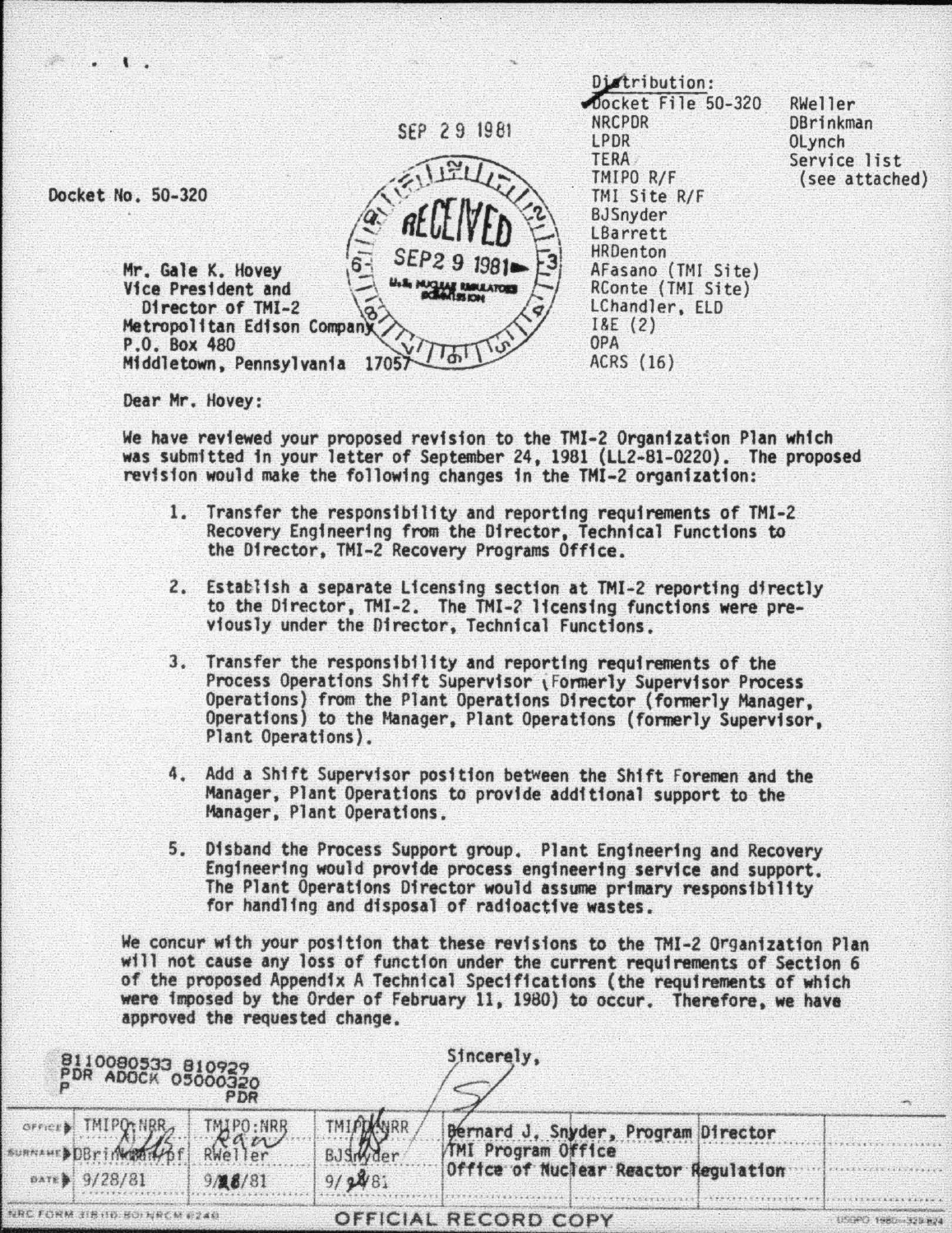Distribution:
Docket File 50-320
NRCPDR
LPDR
TERA
TMIPO R/F
TMI Site R/F
BJSnyder
LBarrett
HRDenton
AFasano (TMI Site)
RConte (TMI Site)
LChandler, ELD
I&E (2)
OPA
ACRS (16)
RWeller
DBrinkman
OLynch
Service list (see attached)

SEP 29 1981

RECEIVED SEP 29 1981 U.S. NUCLEAR REGULATORY COMMISSION

Docket No. 50-320

Mr. Gale K. Hovey
Vice President and
Director of TMI-2
Metropolitan Edison Company
P.O. Box 480
Middletown, Pennsylvania 17057

Dear Mr. Hovey:

We have reviewed your proposed revision to the TMI-2 Organization Plan which was submitted in your letter of September 24, 1981 (LL2-81-0220). The proposed revision would make the following changes in the TMI-2 organization:

1. Transfer the responsibility and reporting requirements of TMI-2 Recovery Engineering from the Director, Technical Functions to the Director, TMI-2 Recovery Programs Office.

2. Establish a separate Licensing section at TMI-2 reporting directly to the Director, TMI-2. The TMI-2 licensing functions were previously under the Director, Technical Functions.

3. Transfer the responsibility and reporting requirements of the Process Operations Shift Supervisor (Formerly Supervisor Process Operations) from the Plant Operations Director (formerly Manager, Operations) to the Manager, Plant Operations (formerly Supervisor, Plant Operations).

4. Add a Shift Supervisor position between the Shift Foremen and the Manager, Plant Operations to provide additional support to the Manager, Plant Operations.

5. Disband the Process Support group. Plant Engineering and Recovery Engineering would provide process engineering service and support. The Plant Operations Director would assume primary responsibility for handling and disposal of radioactive wastes.

We concur with your position that these revisions to the TMI-2 Organization Plan will not cause any loss of function under the current requirements of Section 6 of the proposed Appendix A Technical Specifications (the requirements of which were imposed by the Order of February 11, 1980) to occur. Therefore, we have approved the requested change.

Sincerely,

Bernard J. Snyder, Program Director
TMI Program Office
Office of Nuclear Reactor Regulation

8110080533 810929
PDR ADOCK 05000320
P PDR

| OFFICE | TMIPO:NRR | TMIPO:NRR | TMIPO:NRR |
|---|---|---|---|
| SURNAME | DBrinkman/pf | RWeller | BJSnyder |
| DATE | 9/28/81 | 9/28/81 | 9/29/81 |

NRC FORM 318 (10-80) NRCM 0240

OFFICIAL RECORD COPY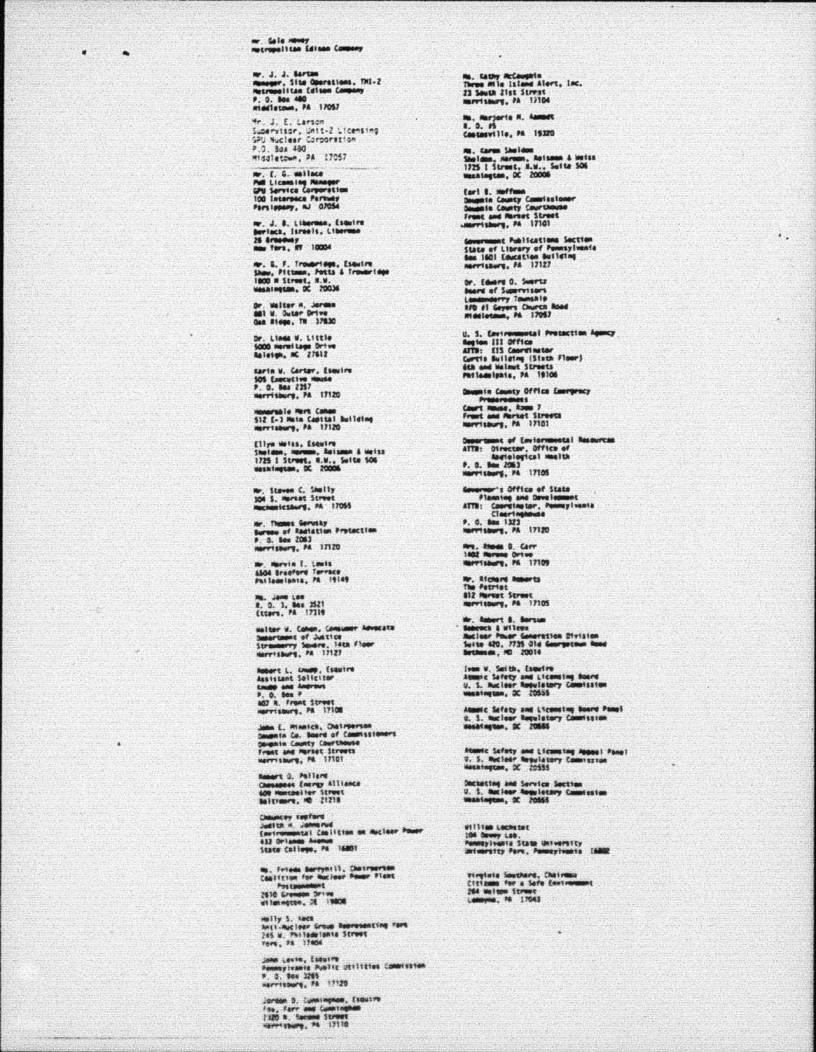Mr. Gale Hovey
Metropolitan Edison Company

Mr. J. J. Barton
Manager, Site Operations, TMI-2
Metropolitan Edison Company
P. O. Box 480
Middletown, PA 17057

Mr. J. E. Larson
Supervisor, Unit-2 Licensing
GPU Nuclear Corporation
P.O. Box 480
Middletown, PA 17057

Mr. E. G. Wallace
PWR Licensing Manager
GPU Service Corporation
100 Interpace Parkway
Parsippany, NJ 07054

Mr. J. B. Liberman, Esquire
Berlack, Israels, Liberman
26 Broadway
New York, NY 10004

Mr. G. F. Trowbridge, Esquire
Shaw, Pittman, Potts & Trowbridge
1800 M Street, N.W.
Washington, DC 20036

Dr. Walter H. Jordan
881 W. Outer Drive
Oak Ridge, TN 37830

Dr. Linda W. Little
5000 Hermitage Drive
Raleigh, NC 27612

Karin W. Carter, Esquire
505 Executive House
P. O. Box 2357
Harrisburg, PA 17120

Honorable Mark Cohen
512 E-3 Main Capital Building
Harrisburg, PA 17120

Ellyn Weiss, Esquire
Sheldon, Harmon, Roisman & Weiss
1725 I Street, N.W., Suite 506
Washington, DC 20006

Mr. Steven C. Sholly
304 S. Market Street
Mechanicsburg, PA 17055

Mr. Thomas Gerusky
Bureau of Radiation Protection
P. O. Box 2063
Harrisburg, PA 17120

Mr. Marvin I. Lewis
6504 Bradford Terrace
Philadelphia, PA 19149

Ms. Jane Lee
R. D. 3, Box 3521
Etters, PA 17319

Walter W. Cohen, Consumer Advocate
Department of Justice
Strawberry Square, 14th Floor
Harrisburg, PA 17127

Robert L. Knupp, Esquire
Assistant Solicitor
Knupp and Andrews
P. O. Box P
407 N. Front Street
Harrisburg, PA 17108

John E. Minnich, Chairperson
Dauphin Co. Board of Commissioners
Dauphin County Courthouse
Front and Market Streets
Harrisburg, PA 17101

Robert Q. Pollard
Chesapeake Energy Alliance
609 Montpelier Street
Baltimore, MD 21218

Chauncey Kepford
Judith H. Johnsrud
Environmental Coalition on Nuclear Power
433 Orlando Avenue
State College, PA 16801

Ms. Frieda Berryhill, Chairperson
Coalition for Nuclear Power Plant
Postponement
2610 Grendon Drive
Wilmington, DE 19808

Holly S. Keck
Anti-Nuclear Group Representing York
245 W. Philadelphia Street
York, PA 17404

John Levin, Esquire
Pennsylvania Public Utilities Commission
P. O. Box 3265
Harrisburg, PA 17120

Jordan D. Cunningham, Esquire
Fox, Farr and Cunningham
2320 N. Second Street
Harrisburg, PA 17110

Ms. Kathy McCaughin
Three Mile Island Alert, Inc.
23 South 21st Street
Harrisburg, PA 17104

Ms. Marjorie M. Aamodt
R. D. #5
Coatesville, PA 19320

Ms. Karen Sheldon
Sheldon, Harmon, Roisman & Weiss
1725 I Street, N.W., Suite 506
Washington, DC 20006

Earl B. Hoffman
Dauphin County Commissioner
Dauphin County Courthouse
Front and Market Street
Harrisburg, PA 17101

Government Publications Section
State of Library of Pennsylvania
Box 1601 Education Building
Harrisburg, PA 17127

Dr. Edward O. Swartz
Board of Supervisors
Londonderry Township
RFD #1 Geyers Church Road
Middletown, PA 17057

U. S. Environmental Protection Agency
Region III Office
ATTN: EIS Coordinator
Curtis Building (Sixth Floor)
6th and Walnut Streets
Philadelphia, PA 19106

Dauphin County Office Emergency
Preparedness
Court House, Room 7
Front and Market Streets
Harrisburg, PA 17101

Department of Environmental Resources
ATTN: Director, Office of
Radiological Health
P. O. Box 2063
Harrisburg, PA 17105

Governor's Office of State
Planning and Development
ATTN: Coordinator, Pennsylvania
Clearinghouse
P. O. Box 1323
Harrisburg, PA 17120

Mrs. Rhoda D. Carr
1402 Marene Drive
Harrisburg, PA 17109

Mr. Richard Roberts
The Patriot
812 Market Street
Harrisburg, PA 17105

Mr. Robert B. Borsum
Babcock & Wilcox
Nuclear Power Generation Division
Suite 420, 7735 Old Georgetown Road
Bethesda, MD 20014

Ivan W. Smith, Esquire
Atomic Safety and Licensing Board
U. S. Nuclear Regulatory Commission
Washington, DC 20555

Atomic Safety and Licensing Board Panel
U. S. Nuclear Regulatory Commission
Washington, DC 20555

Atomic Safety and Licensing Appeal Panel
U. S. Nuclear Regulatory Commission
Washington, DC 20555

Docketing and Service Section
U. S. Nuclear Regulatory Commission
Washington, DC 20555

William Lochstet
104 Davey Lab.
Pennsylvania State University
University Park, Pennsylvania 16802

Virginia Southard, Chairman
Citizens for a Safe Environment
264 Walton Street
Lemoyne, PA 17043